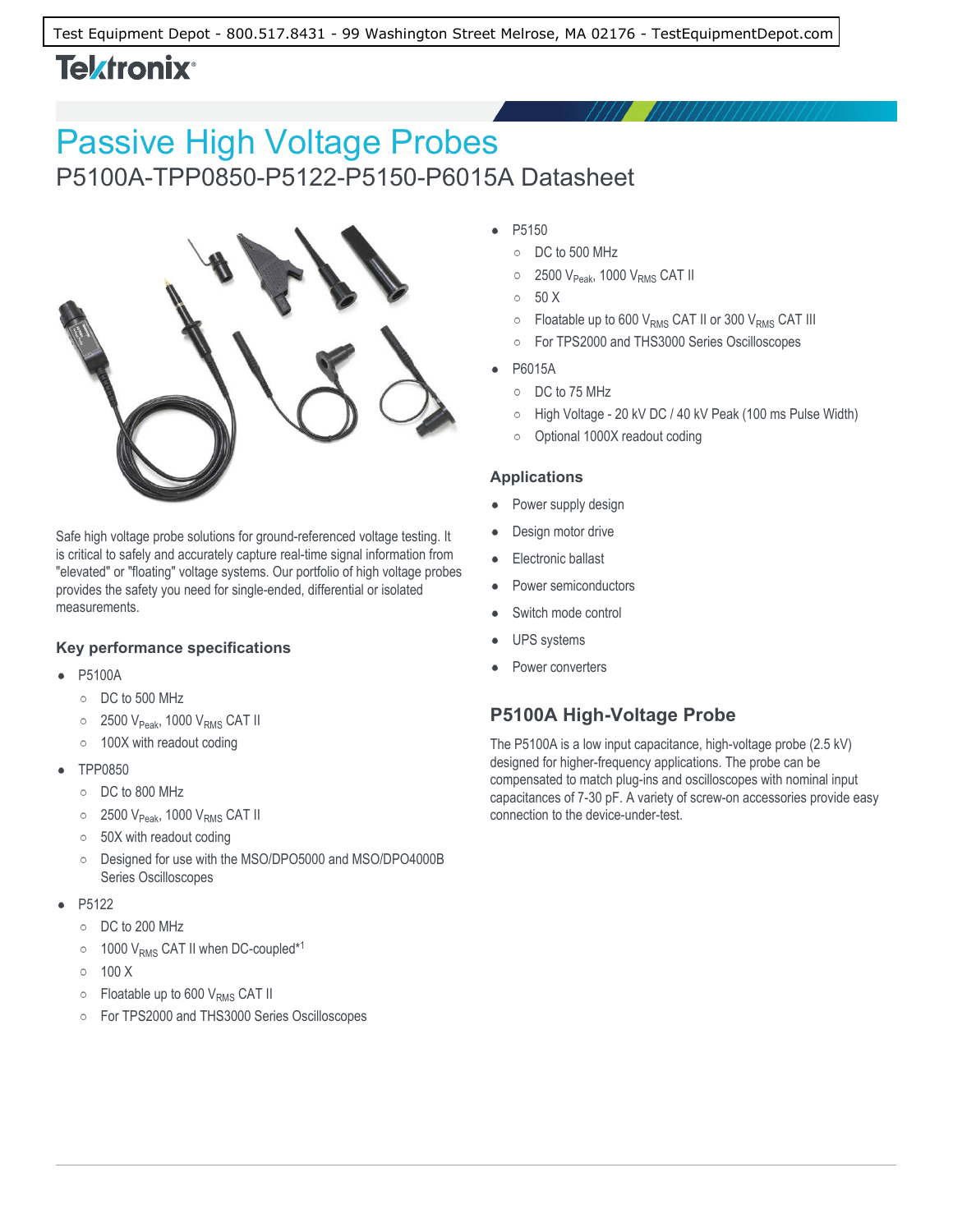# Passive High Voltage Probes

## P5100A-TPP0850-P5122-P5150-P6015A Datasheet

Safe high voltage probe solutions for ground-referenced voltage testing. It is critical to safely and accurately capture real-time signal information from "elevated" or "floating" voltage systems. Our portfolio of high voltage probes provides the safety you need for single-ended, differential or isolated measurements.

### Key performance specifications

- P5100A
  - DC to 500 MHz
  - 2500 $V_{Peak}$, 1000 $V_{RMS}$ CAT II
  - 100X with readout coding
- TPP0850
  - DC to 800 MHz
  - 2500 $V_{Peak}$, 1000 $V_{RMS}$ CAT II
  - 50X with readout coding
  - Designed for use with the MSO/DPO5000 and MSO/DPO4000B Series Oscilloscopes
- P5122
  - DC to 200 MHz
  - 1000 $V_{RMS}$ CAT II when DC-coupled*[1]
  - 100 X
  - Floatable up to 600 $V_{RMS}$ CAT II
  - For TPS2000 and THS3000 Series Oscilloscopes
- P5150
  - DC to 500 MHz
  - 2500 $V_{Peak}$, 1000 $V_{RMS}$ CAT II
  - 50 X
  - Floatable up to 600 $V_{RMS}$ CAT II or 300 $V_{RMS}$ CAT III
  - For TPS2000 and THS3000 Series Oscilloscopes
- P6015A
  - DC to 75 MHz
  - High Voltage - 20 kV DC / 40 kV Peak (100 ms Pulse Width)
  - Optional 1000X readout coding

### Applications

- Power supply design
- Design motor drive
- Electronic ballast
- Power semiconductors
- Switch mode control
- UPS systems
- Power converters

## P5100A High-Voltage Probe

The P5100A is a low input capacitance, high-voltage probe (2.5 kV) designed for higher-frequency applications. The probe can be compensated to match plug-ins and oscilloscopes with nominal input capacitances of 7-30 pF. A variety of screw-on accessories provide easy connection to the device-under-test.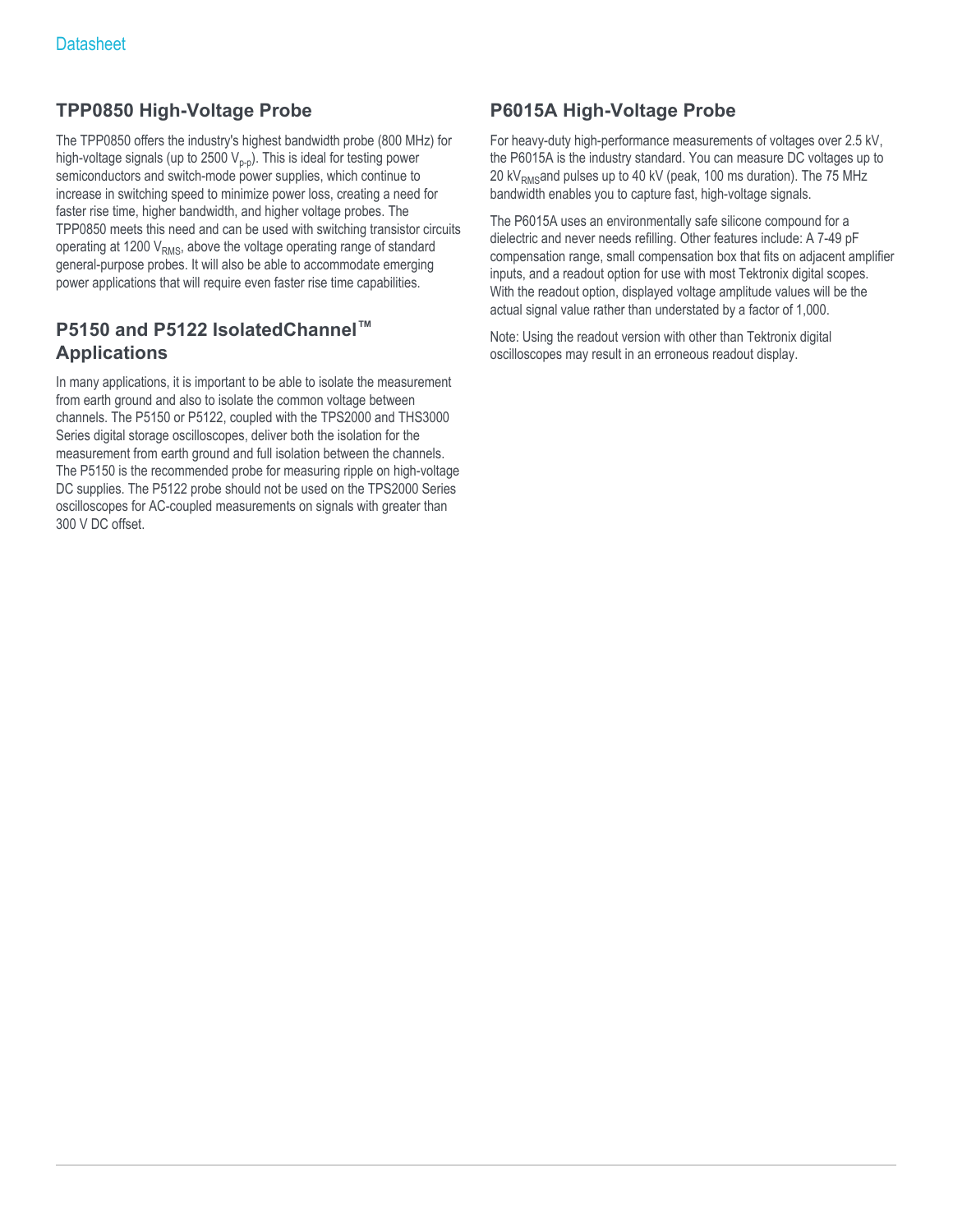## TPP0850 High-Voltage Probe

The TPP0850 offers the industry's highest bandwidth probe (800 MHz) for high-voltage signals (up to 2500 $V_{p-p}$). This is ideal for testing power semiconductors and switch-mode power supplies, which continue to increase in switching speed to minimize power loss, creating a need for faster rise time, higher bandwidth, and higher voltage probes. The TPP0850 meets this need and can be used with switching transistor circuits operating at 1200 $V_{RMS}$, above the voltage operating range of standard general-purpose probes. It will also be able to accommodate emerging power applications that will require even faster rise time capabilities.

## P5150 and P5122 IsolatedChannel™ Applications

In many applications, it is important to be able to isolate the measurement from earth ground and also to isolate the common voltage between channels. The P5150 or P5122, coupled with the TPS2000 and THS3000 Series digital storage oscilloscopes, deliver both the isolation for the measurement from earth ground and full isolation between the channels. The P5150 is the recommended probe for measuring ripple on high-voltage DC supplies. The P5122 probe should not be used on the TPS2000 Series oscilloscopes for AC-coupled measurements on signals with greater than 300 V DC offset.

## P6015A High-Voltage Probe

For heavy-duty high-performance measurements of voltages over 2.5 kV, the P6015A is the industry standard. You can measure DC voltages up to 20 $kV_{RMS}$and pulses up to 40 kV (peak, 100 ms duration). The 75 MHz bandwidth enables you to capture fast, high-voltage signals.

The P6015A uses an environmentally safe silicone compound for a dielectric and never needs refilling. Other features include: A 7-49 pF compensation range, small compensation box that fits on adjacent amplifier inputs, and a readout option for use with most Tektronix digital scopes. With the readout option, displayed voltage amplitude values will be the actual signal value rather than understated by a factor of 1,000.

Note: Using the readout version with other than Tektronix digital oscilloscopes may result in an erroneous readout display.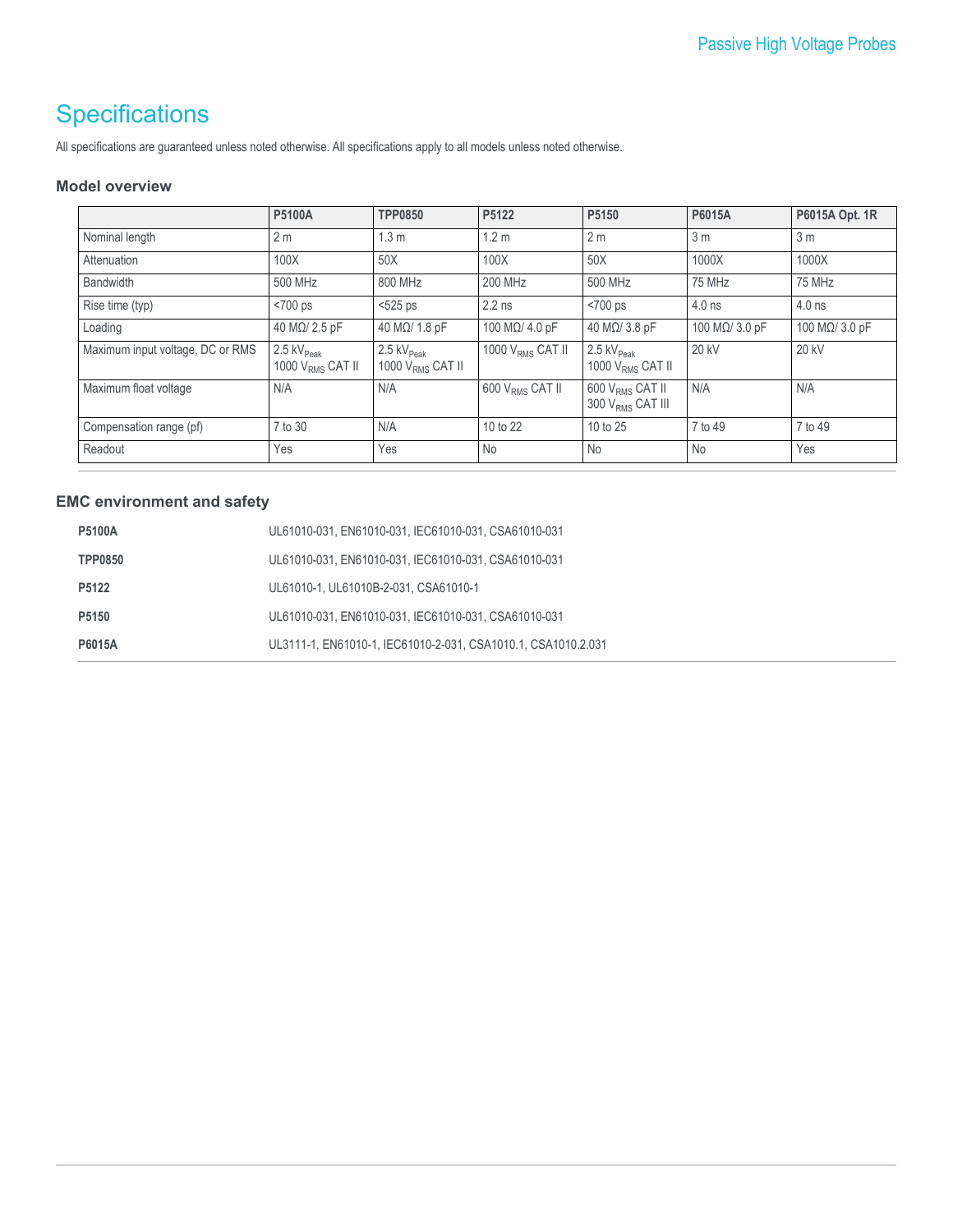# Specifications

All specifications are guaranteed unless noted otherwise. All specifications apply to all models unless noted otherwise.

### Model overview

| | P5100A | TPP0850 | P5122 | P5150 | P6015A | P6015A Opt. 1R |
|---|---|---|---|---|---|---|
| Nominal length | 2 m | 1.3 m | 1.2 m | 2 m | 3 m | 3 m |
| Attenuation | 100X | 50X | 100X | 50X | 1000X | 1000X |
| Bandwidth | 500 MHz | 800 MHz | 200 MHz | 500 MHz | 75 MHz | 75 MHz |
| Rise time (typ) | <700 ps | <525 ps | 2.2 ns | <700 ps | 4.0 ns | 4.0 ns |
| Loading | 40 MΩ/ 2.5 pF | 40 MΩ/ 1.8 pF | 100 MΩ/ 4.0 pF | 40 MΩ/ 3.8 pF | 100 MΩ/ 3.0 pF | 100 MΩ/ 3.0 pF |
| Maximum input voltage, DC or RMS | 2.5 $kV_{Peak}$ 1000 $V_{RMS}$ CAT II | 2.5 $kV_{Peak}$ 1000 $V_{RMS}$ CAT II | 1000 $V_{RMS}$ CAT II | 2.5 $kV_{Peak}$ 1000 $V_{RMS}$ CAT II | 20 kV | 20 kV |
| Maximum float voltage | N/A | N/A | 600 $V_{RMS}$ CAT II | 600 $V_{RMS}$ CAT II 300 $V_{RMS}$ CAT III | N/A | N/A |
| Compensation range (pf) | 7 to 30 | N/A | 10 to 22 | 10 to 25 | 7 to 49 | 7 to 49 |
| Readout | Yes | Yes | No | No | No | Yes |

### EMC environment and safety

| | |
|---|---|
| **P5100A** | UL61010-031, EN61010-031, IEC61010-031, CSA61010-031 |
| **TPP0850** | UL61010-031, EN61010-031, IEC61010-031, CSA61010-031 |
| **P5122** | UL61010-1, UL61010B-2-031, CSA61010-1 |
| **P5150** | UL61010-031, EN61010-031, IEC61010-031, CSA61010-031 |
| **P6015A** | UL3111-1, EN61010-1, IEC61010-2-031, CSA1010.1, CSA1010.2.031 |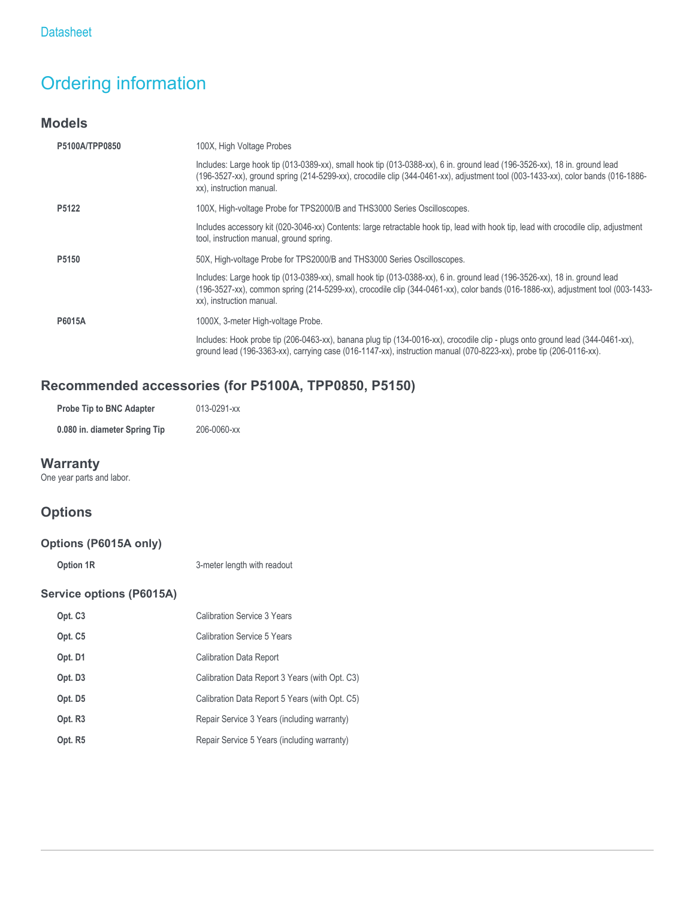# Ordering information

## Models

| | |
|---|---|
| **P5100A/TPP0850** | 100X, High Voltage Probes |
| | Includes: Large hook tip (013-0389-xx), small hook tip (013-0388-xx), 6 in. ground lead (196-3526-xx), 18 in. ground lead (196-3527-xx), ground spring (214-5299-xx), crocodile clip (344-0461-xx), adjustment tool (003-1433-xx), color bands (016-1886-xx), instruction manual. |
| **P5122** | 100X, High-voltage Probe for TPS2000/B and THS3000 Series Oscilloscopes. |
| | Includes accessory kit (020-3046-xx) Contents: large retractable hook tip, lead with hook tip, lead with crocodile clip, adjustment tool, instruction manual, ground spring. |
| **P5150** | 50X, High-voltage Probe for TPS2000/B and THS3000 Series Oscilloscopes. |
| | Includes: Large hook tip (013-0389-xx), small hook tip (013-0388-xx), 6 in. ground lead (196-3526-xx), 18 in. ground lead (196-3527-xx), common spring (214-5299-xx), crocodile clip (344-0461-xx), color bands (016-1886-xx), adjustment tool (003-1433-xx), instruction manual. |
| **P6015A** | 1000X, 3-meter High-voltage Probe. |
| | Includes: Hook probe tip (206-0463-xx), banana plug tip (134-0016-xx), crocodile clip - plugs onto ground lead (344-0461-xx), ground lead (196-3363-xx), carrying case (016-1147-xx), instruction manual (070-8223-xx), probe tip (206-0116-xx). |

## Recommended accessories (for P5100A, TPP0850, P5150)

| | |
|---|---|
| **Probe Tip to BNC Adapter** | 013-0291-xx |
| **0.080 in. diameter Spring Tip** | 206-0060-xx |

## Warranty

One year parts and labor.

## Options

### Options (P6015A only)

| | |
|---|---|
| **Option 1R** | 3-meter length with readout |

### Service options (P6015A)

| | |
|---|---|
| **Opt. C3** | Calibration Service 3 Years |
| **Opt. C5** | Calibration Service 5 Years |
| **Opt. D1** | Calibration Data Report |
| **Opt. D3** | Calibration Data Report 3 Years (with Opt. C3) |
| **Opt. D5** | Calibration Data Report 5 Years (with Opt. C5) |
| **Opt. R3** | Repair Service 3 Years (including warranty) |
| **Opt. R5** | Repair Service 5 Years (including warranty) |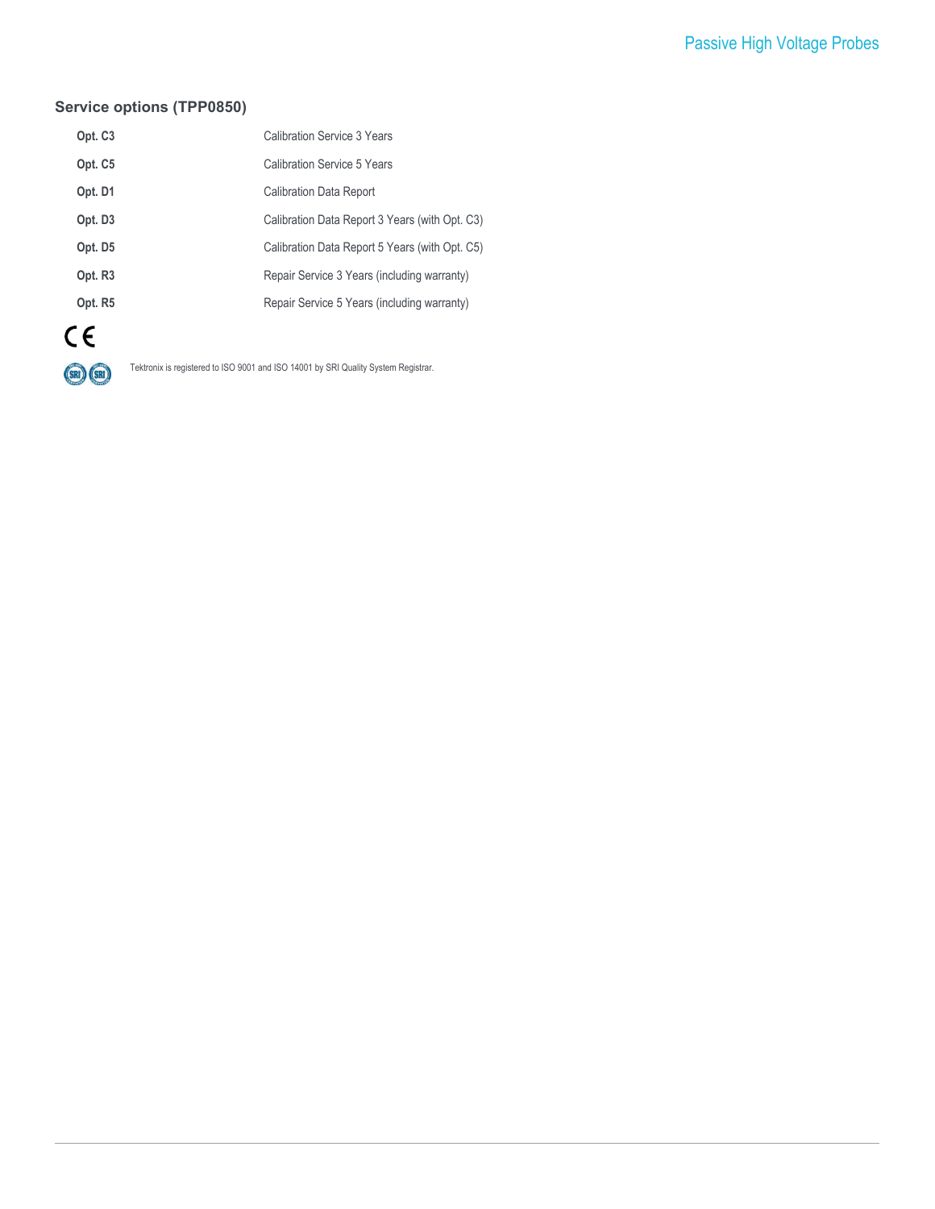### Service options (TPP0850)

| | |
|---|---|
| **Opt. C3** | Calibration Service 3 Years |
| **Opt. C5** | Calibration Service 5 Years |
| **Opt. D1** | Calibration Data Report |
| **Opt. D3** | Calibration Data Report 3 Years (with Opt. C3) |
| **Opt. D5** | Calibration Data Report 5 Years (with Opt. C5) |
| **Opt. R3** | Repair Service 3 Years (including warranty) |
| **Opt. R5** | Repair Service 5 Years (including warranty) |

Tektronix is registered to ISO 9001 and ISO 14001 by SRI Quality System Registrar.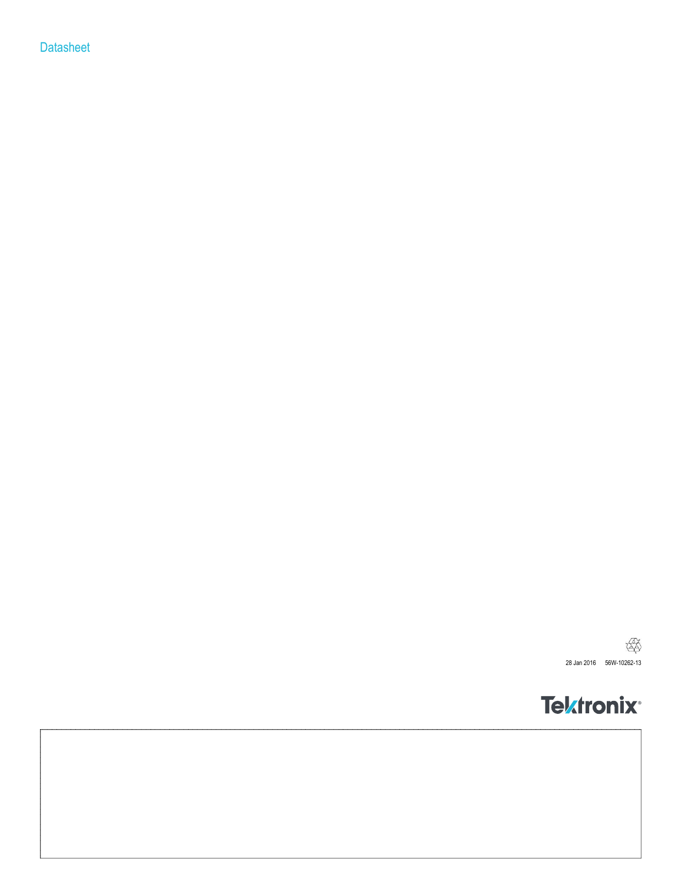28 Jan 2016 56W-10262-13